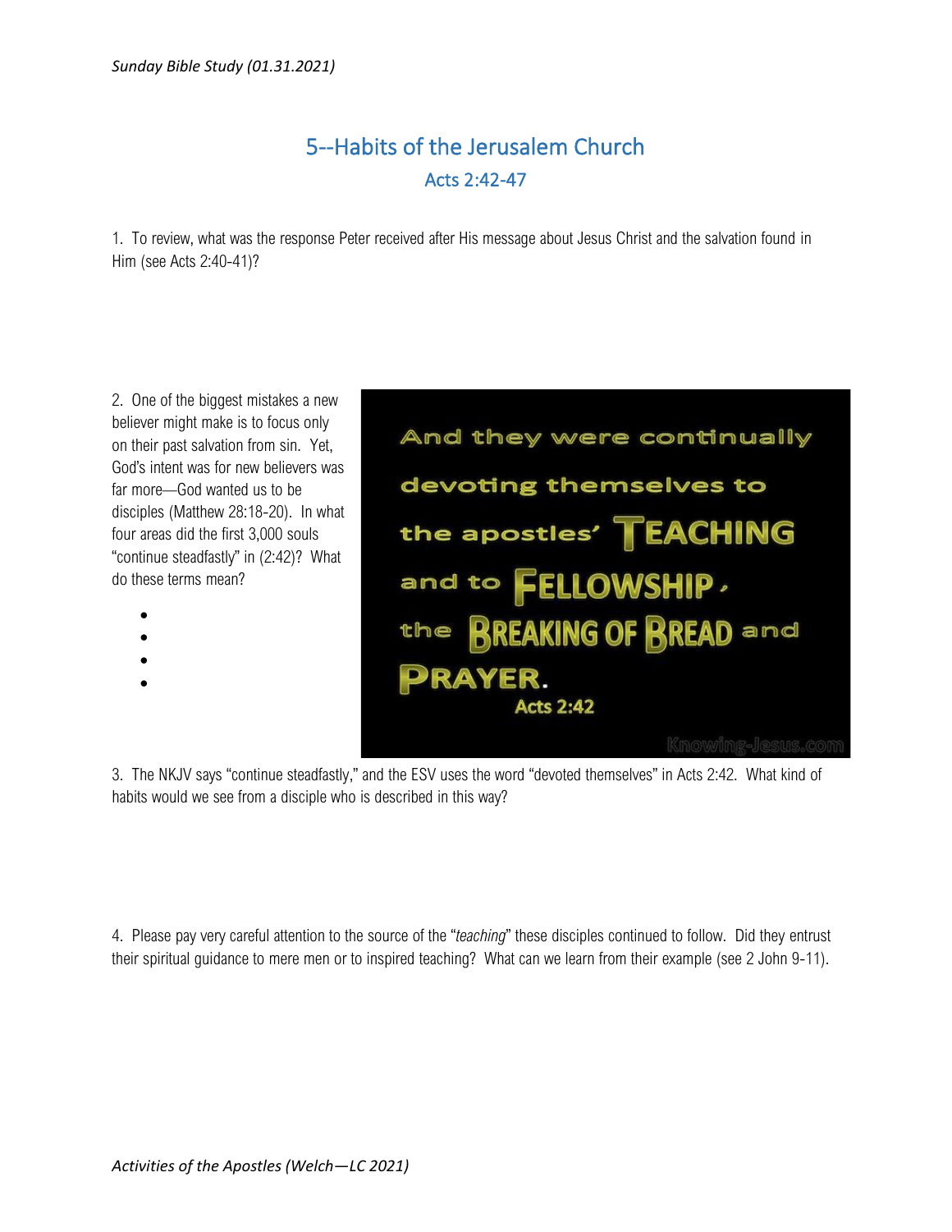# 5--Habits of the Jerusalem Church

## Acts 2:42-47

1. To review, what was the response Peter received after His message about Jesus Christ and the salvation found in Him (see Acts 2:40-41)?

2. One of the biggest mistakes a new believer might make is to focus only on their past salvation from sin. Yet, God's intent was for new believers was far more—God wanted us to be disciples (Matthew 28:18-20). In what four areas did the first 3,000 souls "continue steadfastly" in (2:42)? What do these terms mean?

> And they were continually devoting themselves to the apostles' TEACHING and to FELLOWSHIP, the BREAKING OF BREAD and PRAYER.
> Acts 2:42
>
> Knowing-Jesus.com

3. The NKJV says "continue steadfastly," and the ESV uses the word "devoted themselves" in Acts 2:42. What kind of habits would we see from a disciple who is described in this way?

4. Please pay very careful attention to the source of the "*teaching*" these disciples continued to follow. Did they entrust their spiritual guidance to mere men or to inspired teaching? What can we learn from their example (see 2 John 9-11).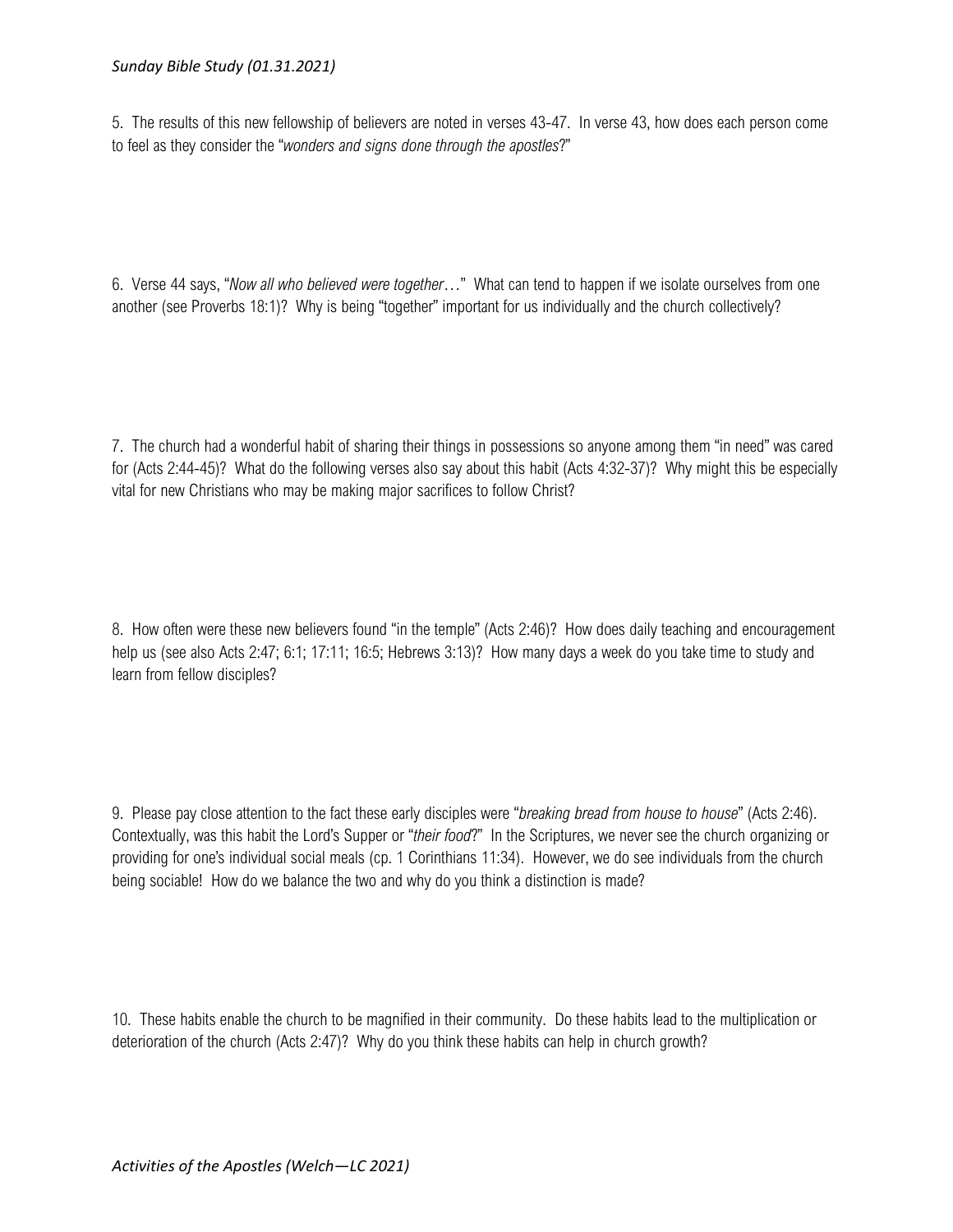5. The results of this new fellowship of believers are noted in verses 43-47. In verse 43, how does each person come to feel as they consider the "*wonders and signs done through the apostles*?"

6. Verse 44 says, "*Now all who believed were together*…" What can tend to happen if we isolate ourselves from one another (see Proverbs 18:1)? Why is being "together" important for us individually and the church collectively?

7. The church had a wonderful habit of sharing their things in possessions so anyone among them "in need" was cared for (Acts 2:44-45)? What do the following verses also say about this habit (Acts 4:32-37)? Why might this be especially vital for new Christians who may be making major sacrifices to follow Christ?

8. How often were these new believers found "in the temple" (Acts 2:46)? How does daily teaching and encouragement help us (see also Acts 2:47; 6:1; 17:11; 16:5; Hebrews 3:13)? How many days a week do you take time to study and learn from fellow disciples?

9. Please pay close attention to the fact these early disciples were "*breaking bread from house to house*" (Acts 2:46). Contextually, was this habit the Lord's Supper or "*their food*?" In the Scriptures, we never see the church organizing or providing for one's individual social meals (cp. 1 Corinthians 11:34). However, we do see individuals from the church being sociable! How do we balance the two and why do you think a distinction is made?

10. These habits enable the church to be magnified in their community. Do these habits lead to the multiplication or deterioration of the church (Acts 2:47)? Why do you think these habits can help in church growth?